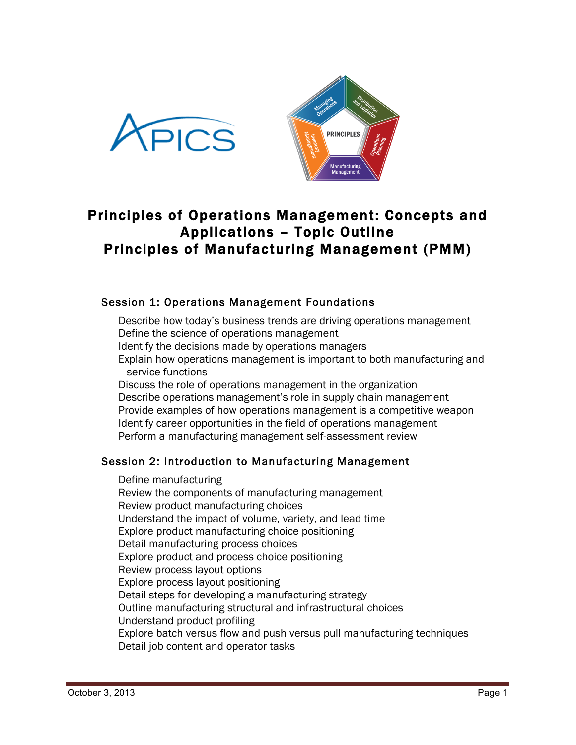# Principles of Operations Management: Concepts and Applications – Topic Outline
# Principles of Manufacturing Management (PMM)

## Session 1: Operations Management Foundations

- Describe how today's business trends are driving operations management
- Define the science of operations management
- Identify the decisions made by operations managers
- Explain how operations management is important to both manufacturing and service functions
- Discuss the role of operations management in the organization
- Describe operations management's role in supply chain management
- Provide examples of how operations management is a competitive weapon
- Identify career opportunities in the field of operations management
- Perform a manufacturing management self-assessment review

## Session 2: Introduction to Manufacturing Management

- Define manufacturing
- Review the components of manufacturing management
- Review product manufacturing choices
- Understand the impact of volume, variety, and lead time
- Explore product manufacturing choice positioning
- Detail manufacturing process choices
- Explore product and process choice positioning
- Review process layout options
- Explore process layout positioning
- Detail steps for developing a manufacturing strategy
- Outline manufacturing structural and infrastructural choices
- Understand product profiling
- Explore batch versus flow and push versus pull manufacturing techniques
- Detail job content and operator tasks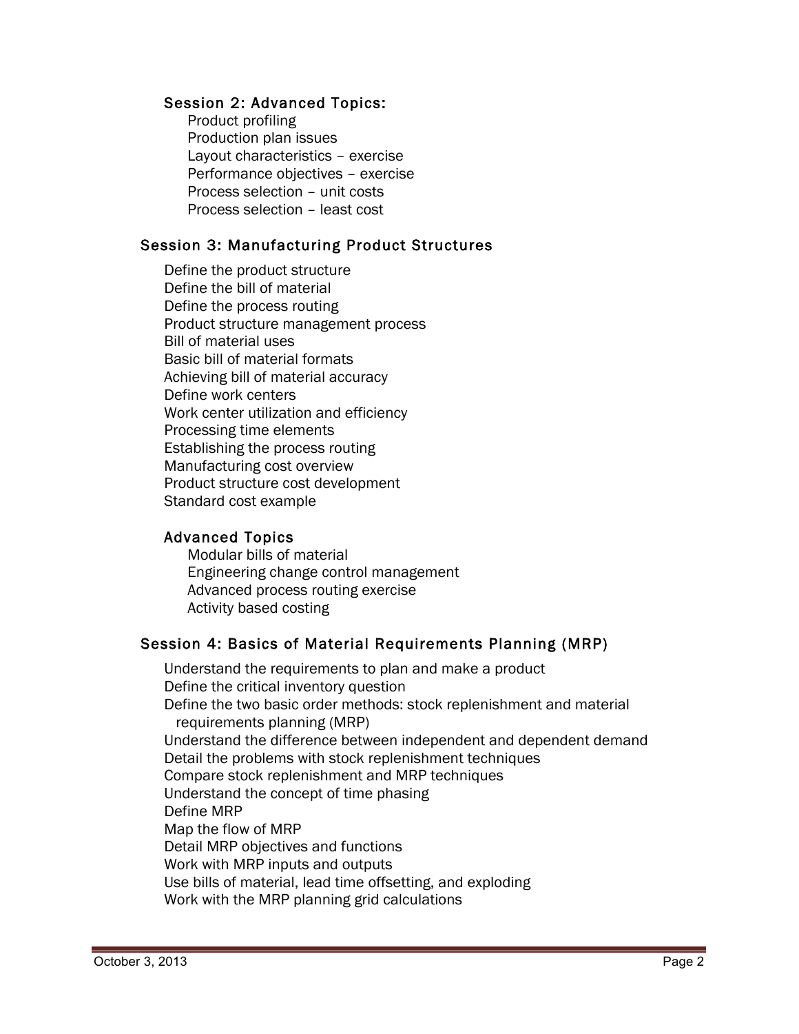### Session 2: Advanced Topics:

- Product profiling
- Production plan issues
- Layout characteristics – exercise
- Performance objectives – exercise
- Process selection – unit costs
- Process selection – least cost

## Session 3: Manufacturing Product Structures

- Define the product structure
- Define the bill of material
- Define the process routing
- Product structure management process
- Bill of material uses
- Basic bill of material formats
- Achieving bill of material accuracy
- Define work centers
- Work center utilization and efficiency
- Processing time elements
- Establishing the process routing
- Manufacturing cost overview
- Product structure cost development
- Standard cost example

### Advanced Topics

- Modular bills of material
- Engineering change control management
- Advanced process routing exercise
- Activity based costing

## Session 4: Basics of Material Requirements Planning (MRP)

- Understand the requirements to plan and make a product
- Define the critical inventory question
- Define the two basic order methods: stock replenishment and material requirements planning (MRP)
- Understand the difference between independent and dependent demand
- Detail the problems with stock replenishment techniques
- Compare stock replenishment and MRP techniques
- Understand the concept of time phasing
- Define MRP
- Map the flow of MRP
- Detail MRP objectives and functions
- Work with MRP inputs and outputs
- Use bills of material, lead time offsetting, and exploding
- Work with the MRP planning grid calculations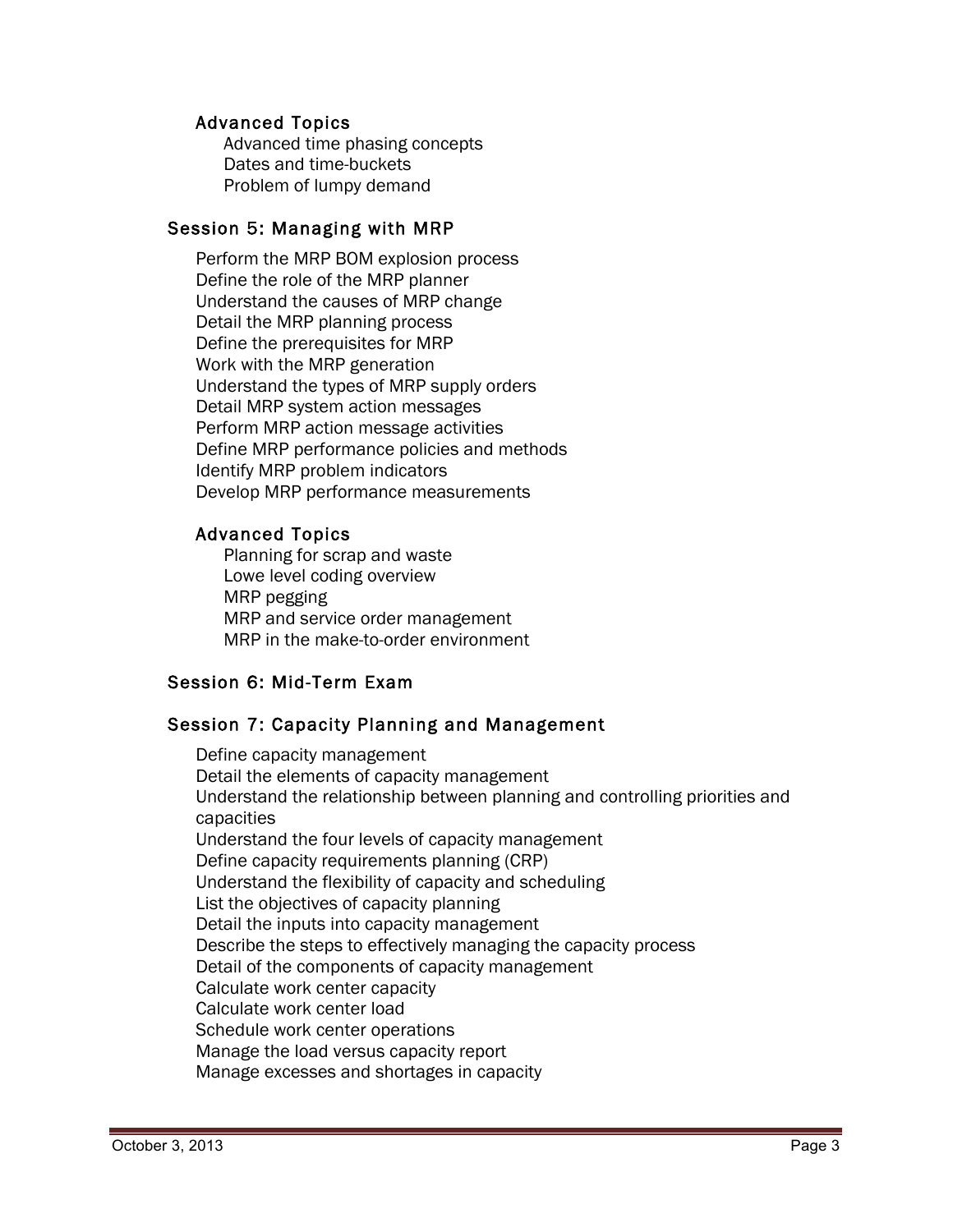### Advanced Topics

Advanced time phasing concepts
Dates and time-buckets
Problem of lumpy demand

## Session 5: Managing with MRP

Perform the MRP BOM explosion process
Define the role of the MRP planner
Understand the causes of MRP change
Detail the MRP planning process
Define the prerequisites for MRP
Work with the MRP generation
Understand the types of MRP supply orders
Detail MRP system action messages
Perform MRP action message activities
Define MRP performance policies and methods
Identify MRP problem indicators
Develop MRP performance measurements

### Advanced Topics

Planning for scrap and waste
Lowe level coding overview
MRP pegging
MRP and service order management
MRP in the make-to-order environment

## Session 6: Mid-Term Exam

## Session 7: Capacity Planning and Management

Define capacity management
Detail the elements of capacity management
Understand the relationship between planning and controlling priorities and capacities
Understand the four levels of capacity management
Define capacity requirements planning (CRP)
Understand the flexibility of capacity and scheduling
List the objectives of capacity planning
Detail the inputs into capacity management
Describe the steps to effectively managing the capacity process
Detail of the components of capacity management
Calculate work center capacity
Calculate work center load
Schedule work center operations
Manage the load versus capacity report
Manage excesses and shortages in capacity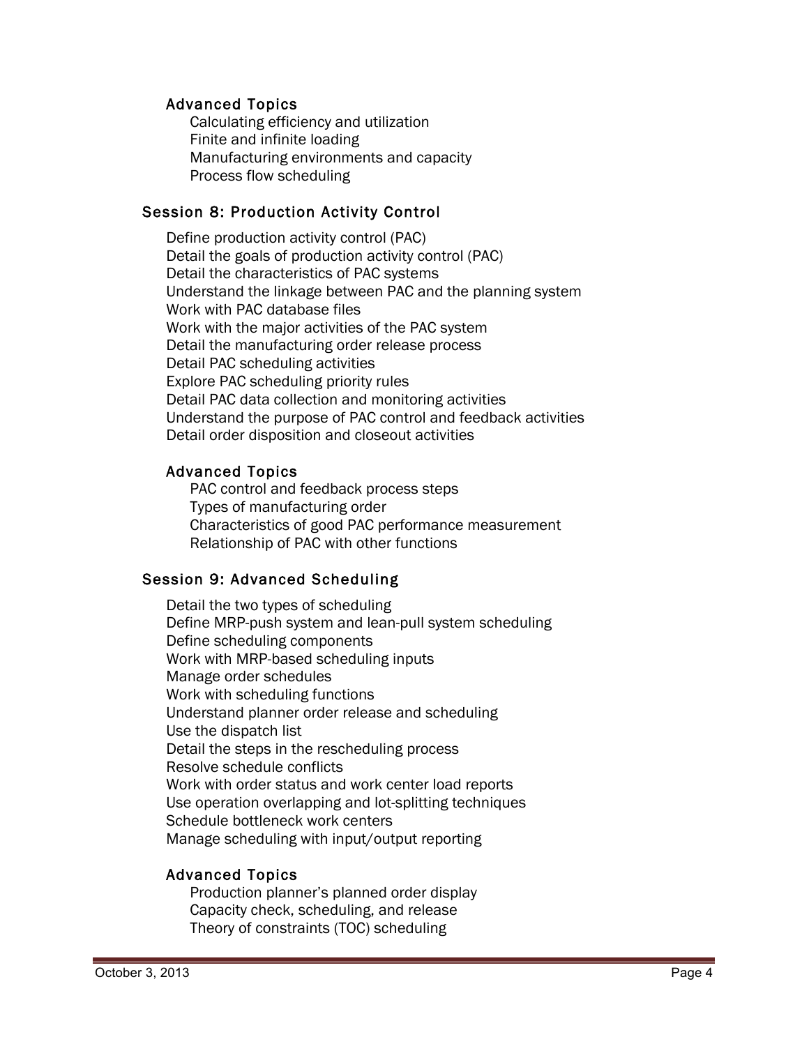### Advanced Topics

- Calculating efficiency and utilization
- Finite and infinite loading
- Manufacturing environments and capacity
- Process flow scheduling

## Session 8: Production Activity Control

- Define production activity control (PAC)
- Detail the goals of production activity control (PAC)
- Detail the characteristics of PAC systems
- Understand the linkage between PAC and the planning system
- Work with PAC database files
- Work with the major activities of the PAC system
- Detail the manufacturing order release process
- Detail PAC scheduling activities
- Explore PAC scheduling priority rules
- Detail PAC data collection and monitoring activities
- Understand the purpose of PAC control and feedback activities
- Detail order disposition and closeout activities

### Advanced Topics

- PAC control and feedback process steps
- Types of manufacturing order
- Characteristics of good PAC performance measurement
- Relationship of PAC with other functions

## Session 9: Advanced Scheduling

- Detail the two types of scheduling
- Define MRP-push system and lean-pull system scheduling
- Define scheduling components
- Work with MRP-based scheduling inputs
- Manage order schedules
- Work with scheduling functions
- Understand planner order release and scheduling
- Use the dispatch list
- Detail the steps in the rescheduling process
- Resolve schedule conflicts
- Work with order status and work center load reports
- Use operation overlapping and lot-splitting techniques
- Schedule bottleneck work centers
- Manage scheduling with input/output reporting

### Advanced Topics

- Production planner's planned order display
- Capacity check, scheduling, and release
- Theory of constraints (TOC) scheduling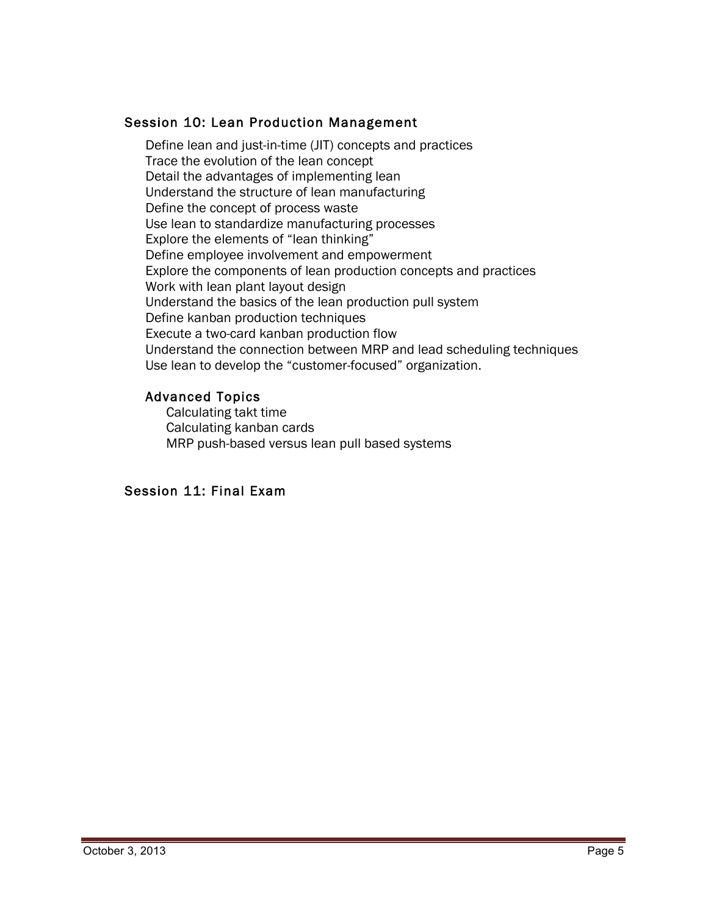## Session 10: Lean Production Management

- Define lean and just-in-time (JIT) concepts and practices
- Trace the evolution of the lean concept
- Detail the advantages of implementing lean
- Understand the structure of lean manufacturing
- Define the concept of process waste
- Use lean to standardize manufacturing processes
- Explore the elements of "lean thinking"
- Define employee involvement and empowerment
- Explore the components of lean production concepts and practices
- Work with lean plant layout design
- Understand the basics of the lean production pull system
- Define kanban production techniques
- Execute a two-card kanban production flow
- Understand the connection between MRP and lead scheduling techniques
- Use lean to develop the "customer-focused" organization.

### Advanced Topics

- Calculating takt time
- Calculating kanban cards
- MRP push-based versus lean pull based systems

## Session 11: Final Exam